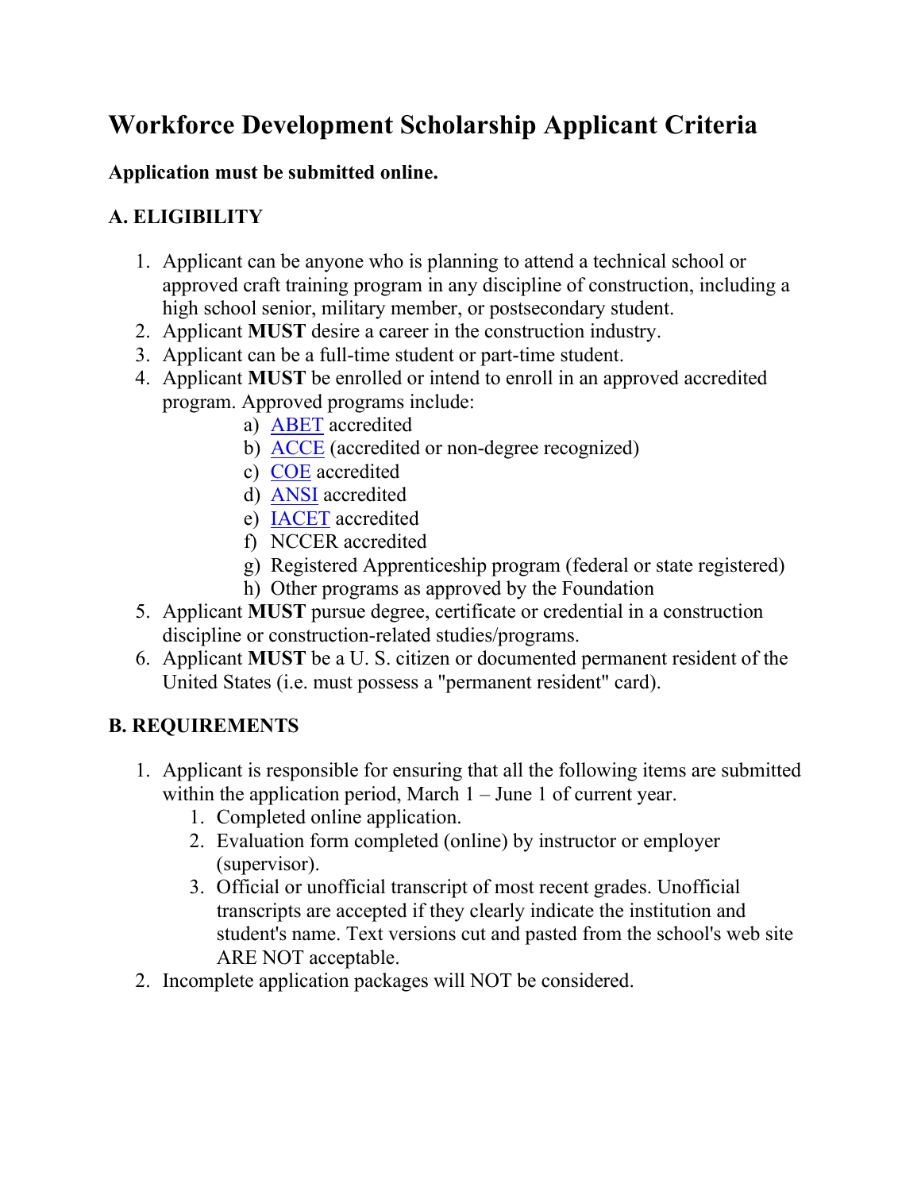# Workforce Development Scholarship Applicant Criteria

**Application must be submitted online.**

## A. ELIGIBILITY

1. Applicant can be anyone who is planning to attend a technical school or approved craft training program in any discipline of construction, including a high school senior, military member, or postsecondary student.
2. Applicant **MUST** desire a career in the construction industry.
3. Applicant can be a full-time student or part-time student.
4. Applicant **MUST** be enrolled or intend to enroll in an approved accredited program. Approved programs include:
   a) ABET accredited
   b) ACCE (accredited or non-degree recognized)
   c) COE accredited
   d) ANSI accredited
   e) IACET accredited
   f) NCCER accredited
   g) Registered Apprenticeship program (federal or state registered)
   h) Other programs as approved by the Foundation
5. Applicant **MUST** pursue degree, certificate or credential in a construction discipline or construction-related studies/programs.
6. Applicant **MUST** be a U. S. citizen or documented permanent resident of the United States (i.e. must possess a "permanent resident" card).

## B. REQUIREMENTS

1. Applicant is responsible for ensuring that all the following items are submitted within the application period, March 1 – June 1 of current year.
   1. Completed online application.
   2. Evaluation form completed (online) by instructor or employer (supervisor).
   3. Official or unofficial transcript of most recent grades. Unofficial transcripts are accepted if they clearly indicate the institution and student's name. Text versions cut and pasted from the school's web site ARE NOT acceptable.
2. Incomplete application packages will NOT be considered.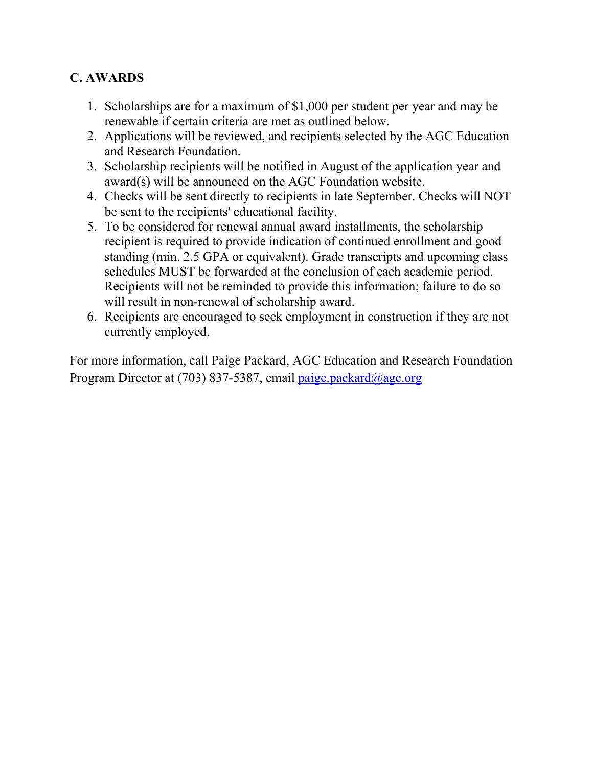## C. AWARDS

1. Scholarships are for a maximum of $1,000 per student per year and may be renewable if certain criteria are met as outlined below.
2. Applications will be reviewed, and recipients selected by the AGC Education and Research Foundation.
3. Scholarship recipients will be notified in August of the application year and award(s) will be announced on the AGC Foundation website.
4. Checks will be sent directly to recipients in late September. Checks will NOT be sent to the recipients' educational facility.
5. To be considered for renewal annual award installments, the scholarship recipient is required to provide indication of continued enrollment and good standing (min. 2.5 GPA or equivalent). Grade transcripts and upcoming class schedules MUST be forwarded at the conclusion of each academic period. Recipients will not be reminded to provide this information; failure to do so will result in non-renewal of scholarship award.
6. Recipients are encouraged to seek employment in construction if they are not currently employed.

For more information, call Paige Packard, AGC Education and Research Foundation Program Director at (703) 837-5387, email paige.packard@agc.org